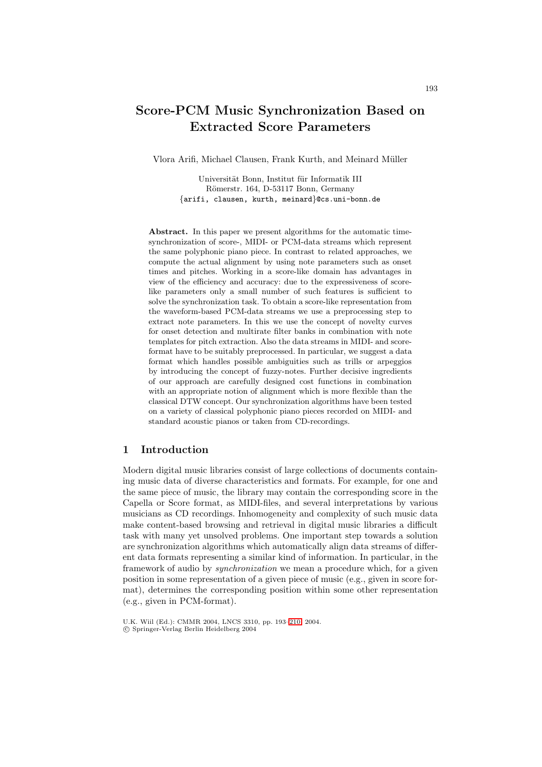# Score-PCM Music Synchronization Based on Extracted Score Parameters

Vlora Arifi, Michael Clausen, Frank Kurth, and Meinard Müller

Universität Bonn, Institut für Informatik III
Römerstr. 164, D-53117 Bonn, Germany
{arifi, clausen, kurth, meinard}@cs.uni-bonn.de

**Abstract.** In this paper we present algorithms for the automatic time-synchronization of score-, MIDI- or PCM-data streams which represent the same polyphonic piano piece. In contrast to related approaches, we compute the actual alignment by using note parameters such as onset times and pitches. Working in a score-like domain has advantages in view of the efficiency and accuracy: due to the expressiveness of score-like parameters only a small number of such features is sufficient to solve the synchronization task. To obtain a score-like representation from the waveform-based PCM-data streams we use a preprocessing step to extract note parameters. In this we use the concept of novelty curves for onset detection and multirate filter banks in combination with note templates for pitch extraction. Also the data streams in MIDI- and score-format have to be suitably preprocessed. In particular, we suggest a data format which handles possible ambiguities such as trills or arpeggios by introducing the concept of fuzzy-notes. Further decisive ingredients of our approach are carefully designed cost functions in combination with an appropriate notion of alignment which is more flexible than the classical DTW concept. Our synchronization algorithms have been tested on a variety of classical polyphonic piano pieces recorded on MIDI- and standard acoustic pianos or taken from CD-recordings.

## 1 Introduction

Modern digital music libraries consist of large collections of documents containing music data of diverse characteristics and formats. For example, for one and the same piece of music, the library may contain the corresponding score in the Capella or Score format, as MIDI-files, and several interpretations by various musicians as CD recordings. Inhomogeneity and complexity of such music data make content-based browsing and retrieval in digital music libraries a difficult task with many yet unsolved problems. One important step towards a solution are synchronization algorithms which automatically align data streams of different data formats representing a similar kind of information. In particular, in the framework of audio by *synchronization* we mean a procedure which, for a given position in some representation of a given piece of music (e.g., given in score format), determines the corresponding position within some other representation (e.g., given in PCM-format).

U.K. Wiil (Ed.): CMMR 2004, LNCS 3310, pp. 193–210, 2004.
© Springer-Verlag Berlin Heidelberg 2004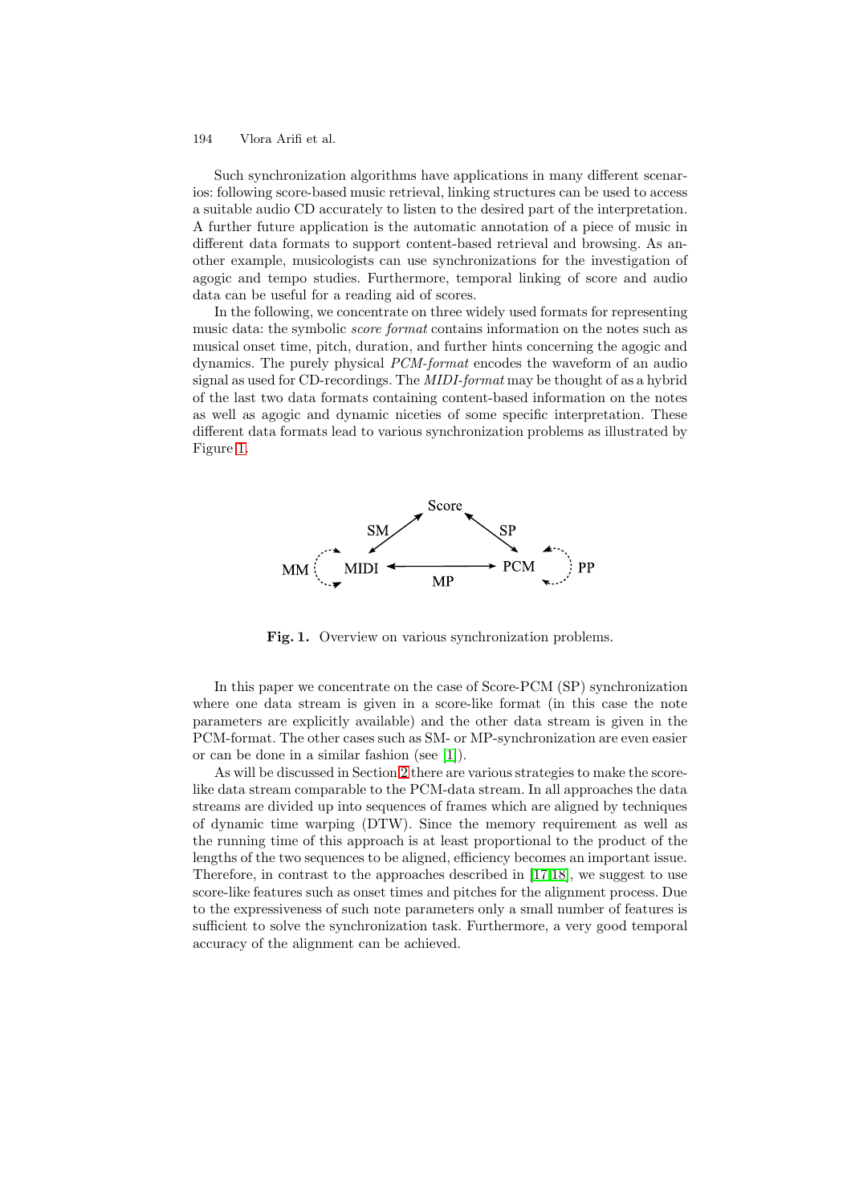Such synchronization algorithms have applications in many different scenarios: following score-based music retrieval, linking structures can be used to access a suitable audio CD accurately to listen to the desired part of the interpretation. A further future application is the automatic annotation of a piece of music in different data formats to support content-based retrieval and browsing. As another example, musicologists can use synchronizations for the investigation of agogic and tempo studies. Furthermore, temporal linking of score and audio data can be useful for a reading aid of scores.

In the following, we concentrate on three widely used formats for representing music data: the symbolic *score format* contains information on the notes such as musical onset time, pitch, duration, and further hints concerning the agogic and dynamics. The purely physical *PCM-format* encodes the waveform of an audio signal as used for CD-recordings. The *MIDI-format* may be thought of as a hybrid of the last two data formats containing content-based information on the notes as well as agogic and dynamic niceties of some specific interpretation. These different data formats lead to various synchronization problems as illustrated by Figure 1.

Score
SM
SP
MM
MIDI
MP
PCM
PP

**Fig. 1.** Overview on various synchronization problems.

In this paper we concentrate on the case of Score-PCM (SP) synchronization where one data stream is given in a score-like format (in this case the note parameters are explicitly available) and the other data stream is given in the PCM-format. The other cases such as SM- or MP-synchronization are even easier or can be done in a similar fashion (see [1]).

As will be discussed in Section 2 there are various strategies to make the score-like data stream comparable to the PCM-data stream. In all approaches the data streams are divided up into sequences of frames which are aligned by techniques of dynamic time warping (DTW). Since the memory requirement as well as the running time of this approach is at least proportional to the product of the lengths of the two sequences to be aligned, efficiency becomes an important issue. Therefore, in contrast to the approaches described in [17,18], we suggest to use score-like features such as onset times and pitches for the alignment process. Due to the expressiveness of such note parameters only a small number of features is sufficient to solve the synchronization task. Furthermore, a very good temporal accuracy of the alignment can be achieved.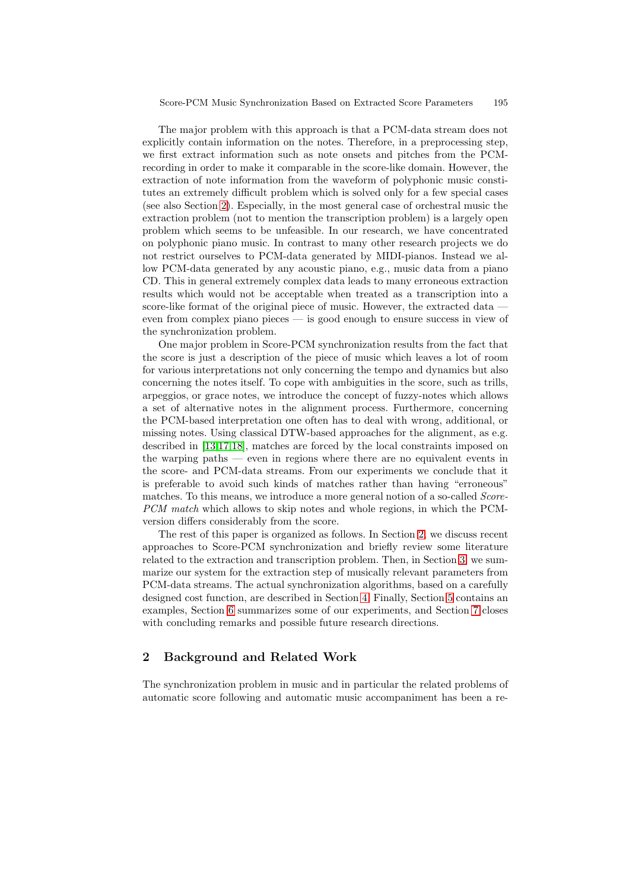The major problem with this approach is that a PCM-data stream does not explicitly contain information on the notes. Therefore, in a preprocessing step, we first extract information such as note onsets and pitches from the PCM-recording in order to make it comparable in the score-like domain. However, the extraction of note information from the waveform of polyphonic music constitutes an extremely difficult problem which is solved only for a few special cases (see also Section 2). Especially, in the most general case of orchestral music the extraction problem (not to mention the transcription problem) is a largely open problem which seems to be unfeasible. In our research, we have concentrated on polyphonic piano music. In contrast to many other research projects we do not restrict ourselves to PCM-data generated by MIDI-pianos. Instead we allow PCM-data generated by any acoustic piano, e.g., music data from a piano CD. This in general extremely complex data leads to many erroneous extraction results which would not be acceptable when treated as a transcription into a score-like format of the original piece of music. However, the extracted data — even from complex piano pieces — is good enough to ensure success in view of the synchronization problem.

One major problem in Score-PCM synchronization results from the fact that the score is just a description of the piece of music which leaves a lot of room for various interpretations not only concerning the tempo and dynamics but also concerning the notes itself. To cope with ambiguities in the score, such as trills, arpeggios, or grace notes, we introduce the concept of fuzzy-notes which allows a set of alternative notes in the alignment process. Furthermore, concerning the PCM-based interpretation one often has to deal with wrong, additional, or missing notes. Using classical DTW-based approaches for the alignment, as e.g. described in [13,17,18], matches are forced by the local constraints imposed on the warping paths — even in regions where there are no equivalent events in the score- and PCM-data streams. From our experiments we conclude that it is preferable to avoid such kinds of matches rather than having "erroneous" matches. To this means, we introduce a more general notion of a so-called *Score-PCM match* which allows to skip notes and whole regions, in which the PCM-version differs considerably from the score.

The rest of this paper is organized as follows. In Section 2, we discuss recent approaches to Score-PCM synchronization and briefly review some literature related to the extraction and transcription problem. Then, in Section 3, we summarize our system for the extraction step of musically relevant parameters from PCM-data streams. The actual synchronization algorithms, based on a carefully designed cost function, are described in Section 4. Finally, Section 5 contains an examples, Section 6 summarizes some of our experiments, and Section 7 closes with concluding remarks and possible future research directions.

## 2 Background and Related Work

The synchronization problem in music and in particular the related problems of automatic score following and automatic music accompaniment has been a re-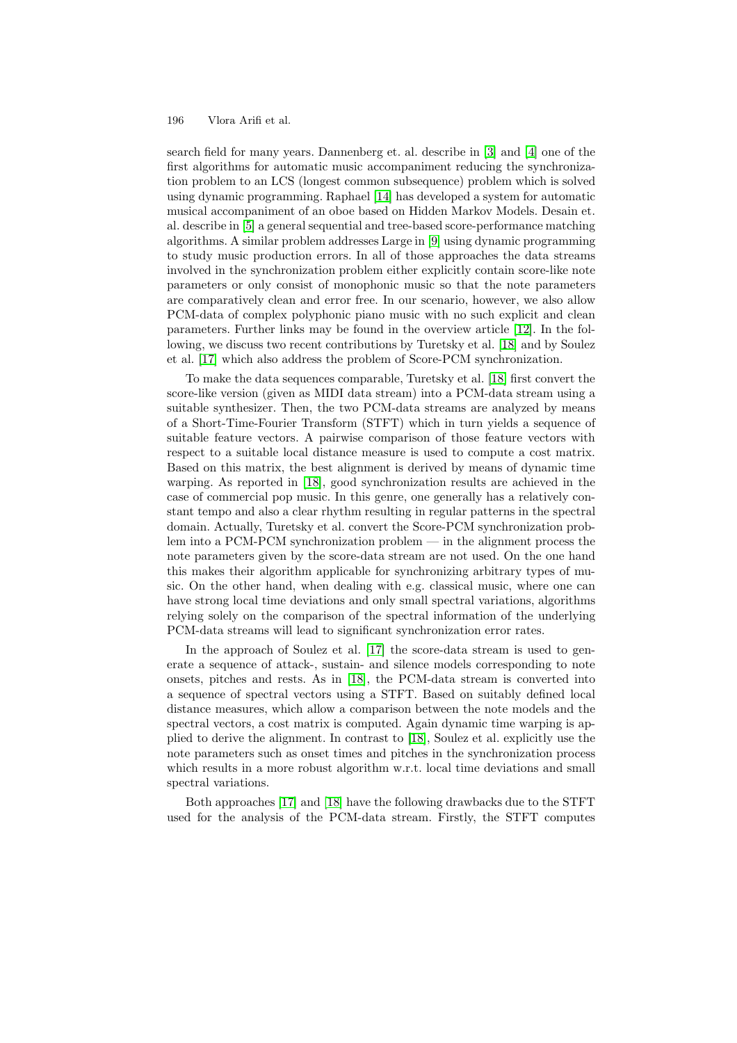search field for many years. Dannenberg et. al. describe in [3] and [4] one of the first algorithms for automatic music accompaniment reducing the synchronization problem to an LCS (longest common subsequence) problem which is solved using dynamic programming. Raphael [14] has developed a system for automatic musical accompaniment of an oboe based on Hidden Markov Models. Desain et. al. describe in [5] a general sequential and tree-based score-performance matching algorithms. A similar problem addresses Large in [9] using dynamic programming to study music production errors. In all of those approaches the data streams involved in the synchronization problem either explicitly contain score-like note parameters or only consist of monophonic music so that the note parameters are comparatively clean and error free. In our scenario, however, we also allow PCM-data of complex polyphonic piano music with no such explicit and clean parameters. Further links may be found in the overview article [12]. In the following, we discuss two recent contributions by Turetsky et al. [18] and by Soulez et al. [17] which also address the problem of Score-PCM synchronization.

To make the data sequences comparable, Turetsky et al. [18] first convert the score-like version (given as MIDI data stream) into a PCM-data stream using a suitable synthesizer. Then, the two PCM-data streams are analyzed by means of a Short-Time-Fourier Transform (STFT) which in turn yields a sequence of suitable feature vectors. A pairwise comparison of those feature vectors with respect to a suitable local distance measure is used to compute a cost matrix. Based on this matrix, the best alignment is derived by means of dynamic time warping. As reported in [18], good synchronization results are achieved in the case of commercial pop music. In this genre, one generally has a relatively constant tempo and also a clear rhythm resulting in regular patterns in the spectral domain. Actually, Turetsky et al. convert the Score-PCM synchronization problem into a PCM-PCM synchronization problem — in the alignment process the note parameters given by the score-data stream are not used. On the one hand this makes their algorithm applicable for synchronizing arbitrary types of music. On the other hand, when dealing with e.g. classical music, where one can have strong local time deviations and only small spectral variations, algorithms relying solely on the comparison of the spectral information of the underlying PCM-data streams will lead to significant synchronization error rates.

In the approach of Soulez et al. [17] the score-data stream is used to generate a sequence of attack-, sustain- and silence models corresponding to note onsets, pitches and rests. As in [18], the PCM-data stream is converted into a sequence of spectral vectors using a STFT. Based on suitably defined local distance measures, which allow a comparison between the note models and the spectral vectors, a cost matrix is computed. Again dynamic time warping is applied to derive the alignment. In contrast to [18], Soulez et al. explicitly use the note parameters such as onset times and pitches in the synchronization process which results in a more robust algorithm w.r.t. local time deviations and small spectral variations.

Both approaches [17] and [18] have the following drawbacks due to the STFT used for the analysis of the PCM-data stream. Firstly, the STFT computes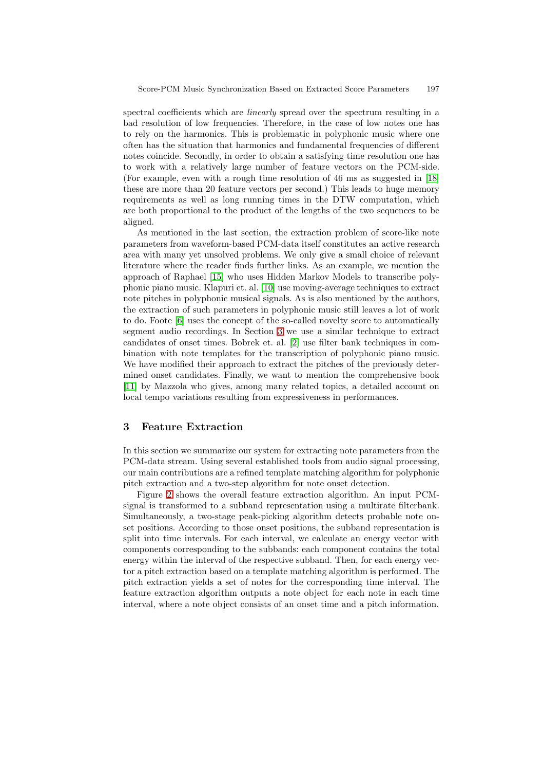spectral coefficients which are *linearly* spread over the spectrum resulting in a bad resolution of low frequencies. Therefore, in the case of low notes one has to rely on the harmonics. This is problematic in polyphonic music where one often has the situation that harmonics and fundamental frequencies of different notes coincide. Secondly, in order to obtain a satisfying time resolution one has to work with a relatively large number of feature vectors on the PCM-side. (For example, even with a rough time resolution of 46 ms as suggested in [18] these are more than 20 feature vectors per second.) This leads to huge memory requirements as well as long running times in the DTW computation, which are both proportional to the product of the lengths of the two sequences to be aligned.

As mentioned in the last section, the extraction problem of score-like note parameters from waveform-based PCM-data itself constitutes an active research area with many yet unsolved problems. We only give a small choice of relevant literature where the reader finds further links. As an example, we mention the approach of Raphael [15] who uses Hidden Markov Models to transcribe polyphonic piano music. Klapuri et. al. [10] use moving-average techniques to extract note pitches in polyphonic musical signals. As is also mentioned by the authors, the extraction of such parameters in polyphonic music still leaves a lot of work to do. Foote [6] uses the concept of the so-called novelty score to automatically segment audio recordings. In Section 3 we use a similar technique to extract candidates of onset times. Bobrek et. al. [2] use filter bank techniques in combination with note templates for the transcription of polyphonic piano music. We have modified their approach to extract the pitches of the previously determined onset candidates. Finally, we want to mention the comprehensive book [11] by Mazzola who gives, among many related topics, a detailed account on local tempo variations resulting from expressiveness in performances.

## 3 Feature Extraction

In this section we summarize our system for extracting note parameters from the PCM-data stream. Using several established tools from audio signal processing, our main contributions are a refined template matching algorithm for polyphonic pitch extraction and a two-step algorithm for note onset detection.

Figure 2 shows the overall feature extraction algorithm. An input PCM-signal is transformed to a subband representation using a multirate filterbank. Simultaneously, a two-stage peak-picking algorithm detects probable note onset positions. According to those onset positions, the subband representation is split into time intervals. For each interval, we calculate an energy vector with components corresponding to the subbands: each component contains the total energy within the interval of the respective subband. Then, for each energy vector a pitch extraction based on a template matching algorithm is performed. The pitch extraction yields a set of notes for the corresponding time interval. The feature extraction algorithm outputs a note object for each note in each time interval, where a note object consists of an onset time and a pitch information.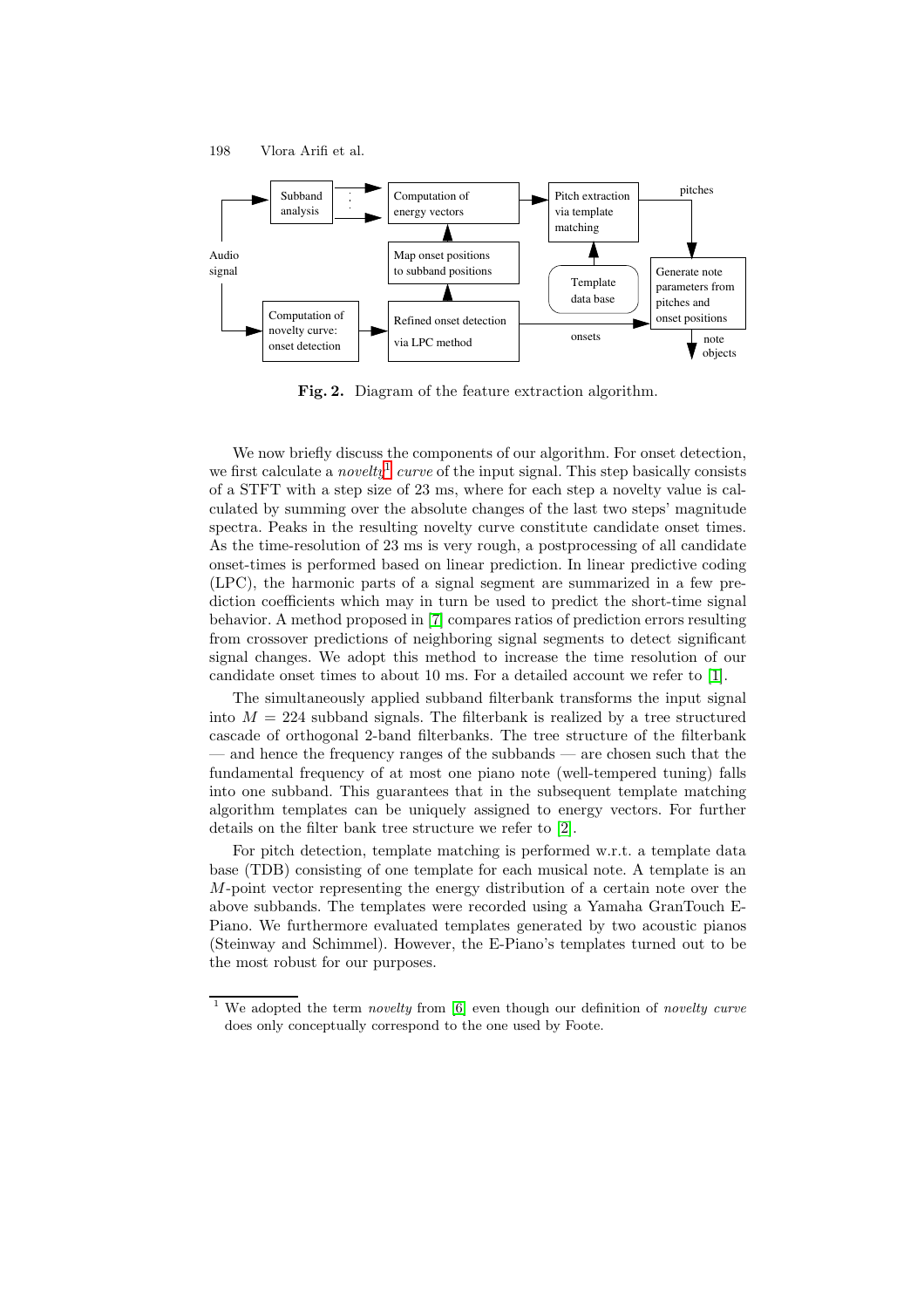**Fig. 2.** Diagram of the feature extraction algorithm.

We now briefly discuss the components of our algorithm. For onset detection, we first calculate a *novelty*[1] *curve* of the input signal. This step basically consists of a STFT with a step size of 23 ms, where for each step a novelty value is calculated by summing over the absolute changes of the last two steps' magnitude spectra. Peaks in the resulting novelty curve constitute candidate onset times. As the time-resolution of 23 ms is very rough, a postprocessing of all candidate onset-times is performed based on linear prediction. In linear predictive coding (LPC), the harmonic parts of a signal segment are summarized in a few prediction coefficients which may in turn be used to predict the short-time signal behavior. A method proposed in [7] compares ratios of prediction errors resulting from crossover predictions of neighboring signal segments to detect significant signal changes. We adopt this method to increase the time resolution of our candidate onset times to about 10 ms. For a detailed account we refer to [1].

The simultaneously applied subband filterbank transforms the input signal into $M = 224$ subband signals. The filterbank is realized by a tree structured cascade of orthogonal 2-band filterbanks. The tree structure of the filterbank — and hence the frequency ranges of the subbands — are chosen such that the fundamental frequency of at most one piano note (well-tempered tuning) falls into one subband. This guarantees that in the subsequent template matching algorithm templates can be uniquely assigned to energy vectors. For further details on the filter bank tree structure we refer to [2].

For pitch detection, template matching is performed w.r.t. a template data base (TDB) consisting of one template for each musical note. A template is an $M$-point vector representing the energy distribution of a certain note over the above subbands. The templates were recorded using a Yamaha GranTouch E-Piano. We furthermore evaluated templates generated by two acoustic pianos (Steinway and Schimmel). However, the E-Piano's templates turned out to be the most robust for our purposes.

[1] We adopted the term *novelty* from [6] even though our definition of *novelty curve* does only conceptually correspond to the one used by Foote.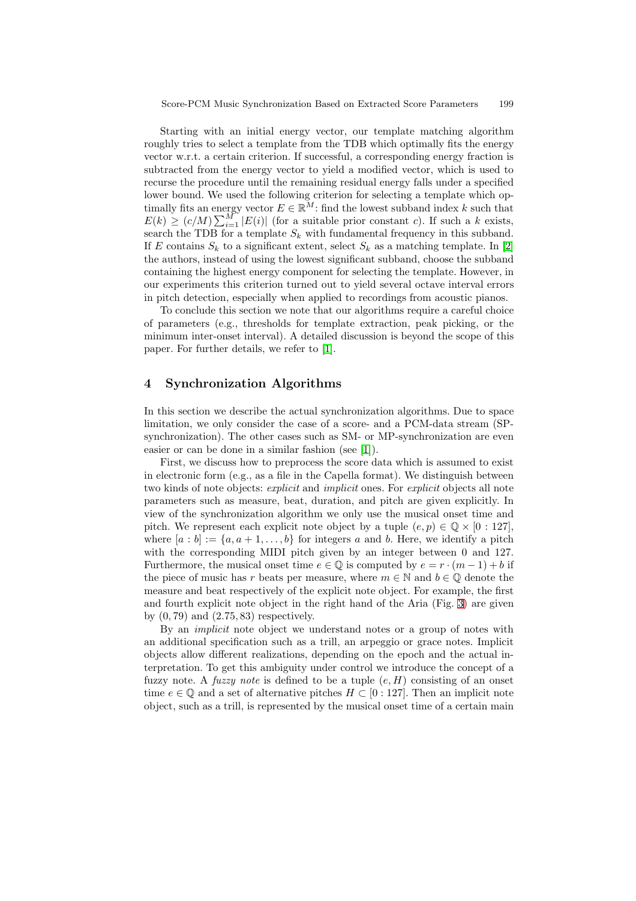Starting with an initial energy vector, our template matching algorithm roughly tries to select a template from the TDB which optimally fits the energy vector w.r.t. a certain criterion. If successful, a corresponding energy fraction is subtracted from the energy vector to yield a modified vector, which is used to recurse the procedure until the remaining residual energy falls under a specified lower bound. We used the following criterion for selecting a template which optimally fits an energy vector $E \in \mathbb{R}^M$: find the lowest subband index $k$ such that $E(k) \geq (c/M) \sum_{i=1}^{M} |E(i)|$ (for a suitable prior constant $c$). If such a $k$ exists, search the TDB for a template $S_k$ with fundamental frequency in this subband. If $E$ contains $S_k$ to a significant extent, select $S_k$ as a matching template. In [2] the authors, instead of using the lowest significant subband, choose the subband containing the highest energy component for selecting the template. However, in our experiments this criterion turned out to yield several octave interval errors in pitch detection, especially when applied to recordings from acoustic pianos.

To conclude this section we note that our algorithms require a careful choice of parameters (e.g., thresholds for template extraction, peak picking, or the minimum inter-onset interval). A detailed discussion is beyond the scope of this paper. For further details, we refer to [1].

## 4 Synchronization Algorithms

In this section we describe the actual synchronization algorithms. Due to space limitation, we only consider the case of a score- and a PCM-data stream (SP-synchronization). The other cases such as SM- or MP-synchronization are even easier or can be done in a similar fashion (see [1]).

First, we discuss how to preprocess the score data which is assumed to exist in electronic form (e.g., as a file in the Capella format). We distinguish between two kinds of note objects: *explicit* and *implicit* ones. For *explicit* objects all note parameters such as measure, beat, duration, and pitch are given explicitly. In view of the synchronization algorithm we only use the musical onset time and pitch. We represent each explicit note object by a tuple $(e, p) \in \mathbb{Q} \times [0 : 127]$, where $[a : b] := \{a, a + 1, \ldots, b\}$ for integers $a$ and $b$. Here, we identify a pitch with the corresponding MIDI pitch given by an integer between 0 and 127. Furthermore, the musical onset time $e \in \mathbb{Q}$ is computed by $e = r \cdot (m - 1) + b$ if the piece of music has $r$ beats per measure, where $m \in \mathbb{N}$ and $b \in \mathbb{Q}$ denote the measure and beat respectively of the explicit note object. For example, the first and fourth explicit note object in the right hand of the Aria (Fig. 3) are given by $(0, 79)$ and $(2.75, 83)$ respectively.

By an *implicit* note object we understand notes or a group of notes with an additional specification such as a trill, an arpeggio or grace notes. Implicit objects allow different realizations, depending on the epoch and the actual interpretation. To get this ambiguity under control we introduce the concept of a fuzzy note. A *fuzzy note* is defined to be a tuple $(e, H)$ consisting of an onset time $e \in \mathbb{Q}$ and a set of alternative pitches $H \subset [0 : 127]$. Then an implicit note object, such as a trill, is represented by the musical onset time of a certain main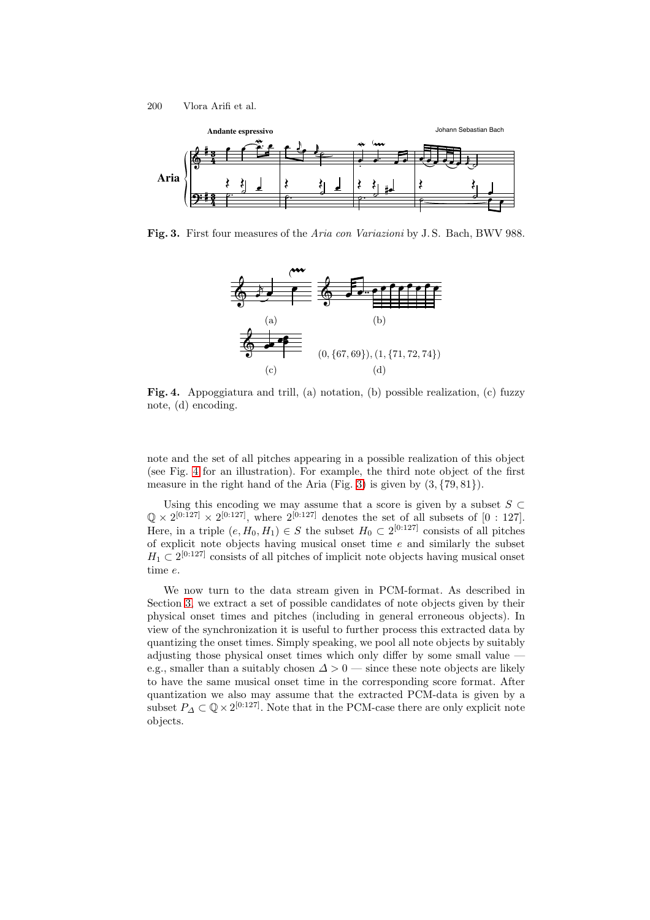**Fig. 3.** First four measures of the *Aria con Variazioni* by J.S. Bach, BWV 988.

(a) (b) (c) $(0, \{67, 69\}), (1, \{71, 72, 74\})$ (d)

**Fig. 4.** Appoggiatura and trill, (a) notation, (b) possible realization, (c) fuzzy note, (d) encoding.

note and the set of all pitches appearing in a possible realization of this object (see Fig. 4 for an illustration). For example, the third note object of the first measure in the right hand of the Aria (Fig. 3) is given by $(3, \{79, 81\})$.

Using this encoding we may assume that a score is given by a subset $S \subset \mathbb{Q} \times 2^{[0:127]} \times 2^{[0:127]}$, where $2^{[0:127]}$ denotes the set of all subsets of $[0 : 127]$. Here, in a triple $(e, H_0, H_1) \in S$ the subset $H_0 \subset 2^{[0:127]}$ consists of all pitches of explicit note objects having musical onset time $e$ and similarly the subset $H_1 \subset 2^{[0:127]}$ consists of all pitches of implicit note objects having musical onset time $e$.

We now turn to the data stream given in PCM-format. As described in Section 3, we extract a set of possible candidates of note objects given by their physical onset times and pitches (including in general erroneous objects). In view of the synchronization it is useful to further process this extracted data by quantizing the onset times. Simply speaking, we pool all note objects by suitably adjusting those physical onset times which only differ by some small value — e.g., smaller than a suitably chosen $\Delta > 0$ — since these note objects are likely to have the same musical onset time in the corresponding score format. After quantization we also may assume that the extracted PCM-data is given by a subset $P_\Delta \subset \mathbb{Q} \times 2^{[0:127]}$. Note that in the PCM-case there are only explicit note objects.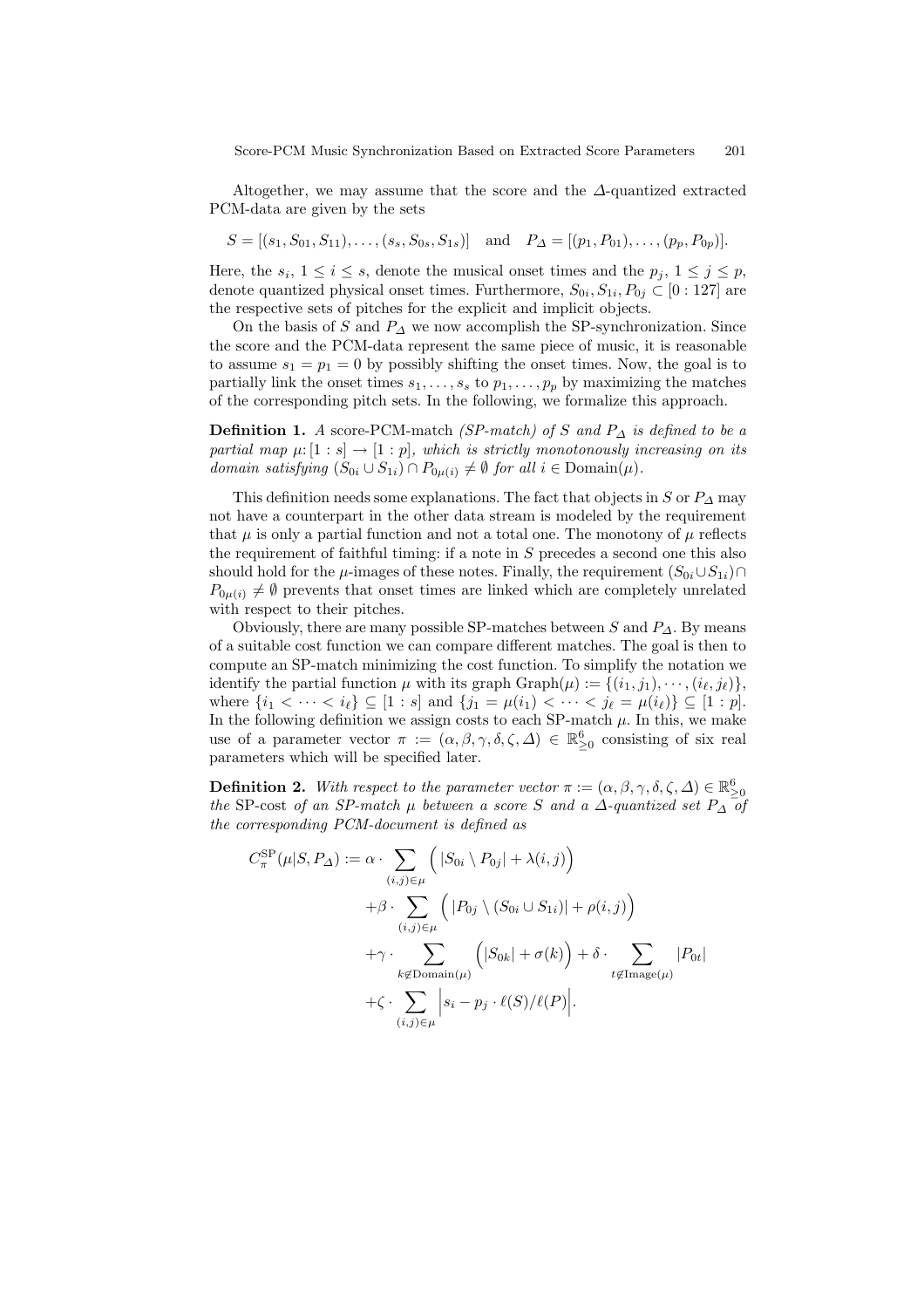Altogether, we may assume that the score and the $\Delta$-quantized extracted PCM-data are given by the sets

$$S = [(s_1, S_{01}, S_{11}), \ldots, (s_s, S_{0s}, S_{1s})] \quad \text{and} \quad P_\Delta = [(p_1, P_{01}), \ldots, (p_p, P_{0p})].$$

Here, the $s_i$, $1 \leq i \leq s$, denote the musical onset times and the $p_j$, $1 \leq j \leq p$, denote quantized physical onset times. Furthermore, $S_{0i}, S_{1i}, P_{0j} \subset [0:127]$ are the respective sets of pitches for the explicit and implicit objects.

On the basis of $S$ and $P_\Delta$ we now accomplish the SP-synchronization. Since the score and the PCM-data represent the same piece of music, it is reasonable to assume $s_1 = p_1 = 0$ by possibly shifting the onset times. Now, the goal is to partially link the onset times $s_1, \ldots, s_s$ to $p_1, \ldots, p_p$ by maximizing the matches of the corresponding pitch sets. In the following, we formalize this approach.

**Definition 1.** *A score-PCM-match (SP-match) of $S$ and $P_\Delta$ is defined to be a partial map $\mu\colon [1:s] \to [1:p]$, which is strictly monotonously increasing on its domain satisfying $(S_{0i} \cup S_{1i}) \cap P_{0\mu(i)} \neq \emptyset$ for all $i \in \text{Domain}(\mu)$.*

This definition needs some explanations. The fact that objects in $S$ or $P_\Delta$ may not have a counterpart in the other data stream is modeled by the requirement that $\mu$ is only a partial function and not a total one. The monotony of $\mu$ reflects the requirement of faithful timing: if a note in $S$ precedes a second one this also should hold for the $\mu$-images of these notes. Finally, the requirement $(S_{0i} \cup S_{1i}) \cap P_{0\mu(i)} \neq \emptyset$ prevents that onset times are linked which are completely unrelated with respect to their pitches.

Obviously, there are many possible SP-matches between $S$ and $P_\Delta$. By means of a suitable cost function we can compare different matches. The goal is then to compute an SP-match minimizing the cost function. To simplify the notation we identify the partial function $\mu$ with its graph $\text{Graph}(\mu) := \{(i_1, j_1), \cdots, (i_\ell, j_\ell)\}$, where $\{i_1 < \cdots < i_\ell\} \subseteq [1:s]$ and $\{j_1 = \mu(i_1) < \cdots < j_\ell = \mu(i_\ell)\} \subseteq [1:p]$. In the following definition we assign costs to each SP-match $\mu$. In this, we make use of a parameter vector $\pi := (\alpha, \beta, \gamma, \delta, \zeta, \Delta) \in \mathbb{R}^6_{\geq 0}$ consisting of six real parameters which will be specified later.

**Definition 2.** *With respect to the parameter vector $\pi := (\alpha, \beta, \gamma, \delta, \zeta, \Delta) \in \mathbb{R}^6_{\geq 0}$ the* SP-cost *of an SP-match $\mu$ between a score $S$ and a $\Delta$-quantized set $P_\Delta$ of the corresponding PCM-document is defined as*

$$
\begin{aligned}
C_\pi^{\text{SP}}(\mu | S, P_\Delta) := \alpha &\cdot \sum_{(i,j) \in \mu} \Big( |S_{0i} \setminus P_{0j}| + \lambda(i,j) \Big) \\
&+ \beta \cdot \sum_{(i,j) \in \mu} \Big( |P_{0j} \setminus (S_{0i} \cup S_{1i})| + \rho(i,j) \Big) \\
&+ \gamma \cdot \sum_{k \notin \text{Domain}(\mu)} \Big( |S_{0k}| + \sigma(k) \Big) + \delta \cdot \sum_{t \notin \text{Image}(\mu)} |P_{0t}| \\
&+ \zeta \cdot \sum_{(i,j) \in \mu} \Big| s_i - p_j \cdot \ell(S)/\ell(P) \Big|.
\end{aligned}
$$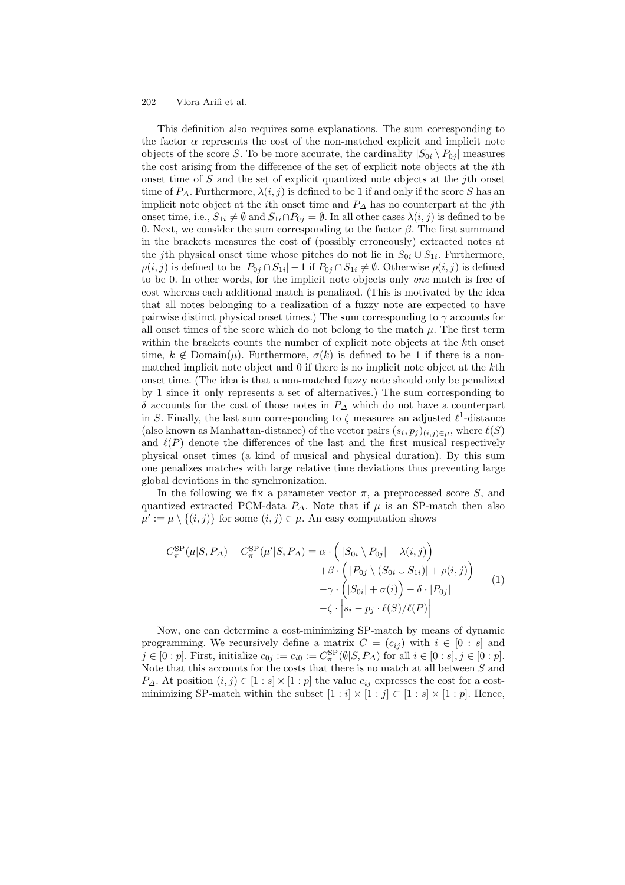This definition also requires some explanations. The sum corresponding to the factor $\alpha$ represents the cost of the non-matched explicit and implicit note objects of the score $S$. To be more accurate, the cardinality $|S_{0i} \setminus P_{0j}|$ measures the cost arising from the difference of the set of explicit note objects at the $i$th onset time of $S$ and the set of explicit quantized note objects at the $j$th onset time of $P_\Delta$. Furthermore, $\lambda(i,j)$ is defined to be 1 if and only if the score $S$ has an implicit note object at the $i$th onset time and $P_\Delta$ has no counterpart at the $j$th onset time, i.e., $S_{1i} \neq \emptyset$ and $S_{1i} \cap P_{0j} = \emptyset$. In all other cases $\lambda(i,j)$ is defined to be 0. Next, we consider the sum corresponding to the factor $\beta$. The first summand in the brackets measures the cost of (possibly erroneously) extracted notes at the $j$th physical onset time whose pitches do not lie in $S_{0i} \cup S_{1i}$. Furthermore, $\rho(i,j)$ is defined to be $|P_{0j} \cap S_{1i}| - 1$ if $P_{0j} \cap S_{1i} \neq \emptyset$. Otherwise $\rho(i,j)$ is defined to be 0. In other words, for the implicit note objects only *one* match is free of cost whereas each additional match is penalized. (This is motivated by the idea that all notes belonging to a realization of a fuzzy note are expected to have pairwise distinct physical onset times.) The sum corresponding to $\gamma$ accounts for all onset times of the score which do not belong to the match $\mu$. The first term within the brackets counts the number of explicit note objects at the $k$th onset time, $k \notin \mathrm{Domain}(\mu)$. Furthermore, $\sigma(k)$ is defined to be 1 if there is a non-matched implicit note object and 0 if there is no implicit note object at the $k$th onset time. (The idea is that a non-matched fuzzy note should only be penalized by 1 since it only represents a set of alternatives.) The sum corresponding to $\delta$ accounts for the cost of those notes in $P_\Delta$ which do not have a counterpart in $S$. Finally, the last sum corresponding to $\zeta$ measures an adjusted $\ell^1$-distance (also known as Manhattan-distance) of the vector pairs $(s_i, p_j)_{(i,j)\in\mu}$, where $\ell(S)$ and $\ell(P)$ denote the differences of the last and the first musical respectively physical onset times (a kind of musical and physical duration). By this sum one penalizes matches with large relative time deviations thus preventing large global deviations in the synchronization.

In the following we fix a parameter vector $\pi$, a preprocessed score $S$, and quantized extracted PCM-data $P_\Delta$. Note that if $\mu$ is an SP-match then also $\mu' := \mu \setminus \{(i,j)\}$ for some $(i,j) \in \mu$. An easy computation shows

$$
\begin{aligned}
C_\pi^{\mathrm{SP}}(\mu|S,P_\Delta) - C_\pi^{\mathrm{SP}}(\mu'|S,P_\Delta) = \alpha \cdot & \Big( |S_{0i} \setminus P_{0j}| + \lambda(i,j) \Big) \\
+\beta \cdot & \Big( |P_{0j} \setminus (S_{0i} \cup S_{1i})| + \rho(i,j) \Big) \\
-\gamma \cdot & \Big( |S_{0i}| + \sigma(i) \Big) - \delta \cdot |P_{0j}| \\
-\zeta \cdot & \Big| s_i - p_j \cdot \ell(S)/\ell(P) \Big|
\end{aligned} \tag{1}
$$

Now, one can determine a cost-minimizing SP-match by means of dynamic programming. We recursively define a matrix $C = (c_{ij})$ with $i \in [0:s]$ and $j \in [0:p]$. First, initialize $c_{0j} := c_{i0} := C_\pi^{\mathrm{SP}}(\emptyset|S,P_\Delta)$ for all $i \in [0:s], j \in [0:p]$. Note that this accounts for the costs that there is no match at all between $S$ and $P_\Delta$. At position $(i,j) \in [1:s] \times [1:p]$ the value $c_{ij}$ expresses the cost for a cost-minimizing SP-match within the subset $[1:i] \times [1:j] \subset [1:s] \times [1:p]$. Hence,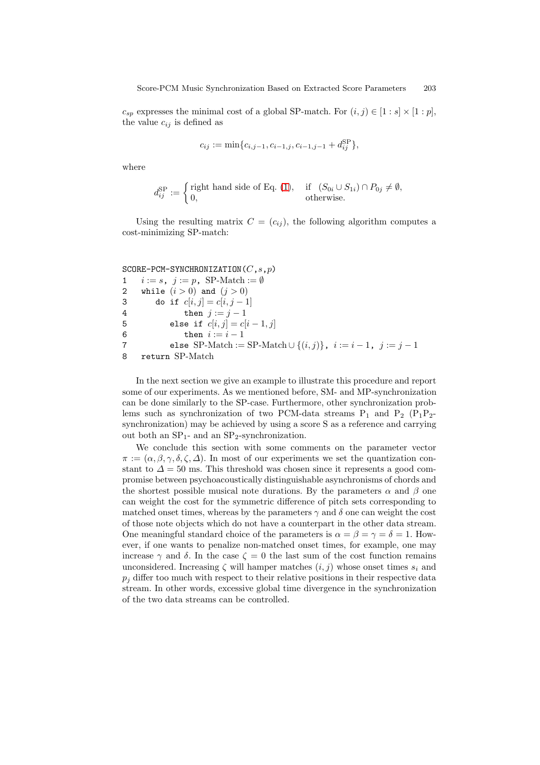$c_{sp}$ expresses the minimal cost of a global SP-match. For $(i,j) \in [1:s] \times [1:p]$, the value $c_{ij}$ is defined as

$$c_{ij} := \min\{c_{i,j-1}, c_{i-1,j}, c_{i-1,j-1} + d_{ij}^{\mathrm{SP}}\},$$

where

$$d_{ij}^{\mathrm{SP}} := \begin{cases} \text{right hand side of Eq. (1)}, & \text{if } (S_{0i} \cup S_{1i}) \cap P_{0j} \neq \emptyset, \\ 0, & \text{otherwise.} \end{cases}$$

Using the resulting matrix $C = (c_{ij})$, the following algorithm computes a cost-minimizing SP-match:

```
SCORE-PCM-SYNCHRONIZATION(C, s, p)
1   i := s,  j := p,  SP-Match := ∅
2   while (i > 0) and (j > 0)
3       do if c[i, j] = c[i, j − 1]
4             then j := j − 1
5          else if c[i, j] = c[i − 1, j]
6             then i := i − 1
7          else SP-Match := SP-Match ∪ {(i, j)},  i := i − 1,  j := j − 1
8   return SP-Match
```

In the next section we give an example to illustrate this procedure and report some of our experiments. As we mentioned before, SM- and MP-synchronization can be done similarly to the SP-case. Furthermore, other synchronization problems such as synchronization of two PCM-data streams $\mathrm{P}_1$ and $\mathrm{P}_2$ ($\mathrm{P}_1\mathrm{P}_2$-synchronization) may be achieved by using a score S as a reference and carrying out both an $\mathrm{SP}_1$- and an $\mathrm{SP}_2$-synchronization.

We conclude this section with some comments on the parameter vector $\pi := (\alpha, \beta, \gamma, \delta, \zeta, \Delta)$. In most of our experiments we set the quantization constant to $\Delta = 50$ ms. This threshold was chosen since it represents a good compromise between psychoacoustically distinguishable asynchronisms of chords and the shortest possible musical note durations. By the parameters $\alpha$ and $\beta$ one can weight the cost for the symmetric difference of pitch sets corresponding to matched onset times, whereas by the parameters $\gamma$ and $\delta$ one can weight the cost of those note objects which do not have a counterpart in the other data stream. One meaningful standard choice of the parameters is $\alpha = \beta = \gamma = \delta = 1$. However, if one wants to penalize non-matched onset times, for example, one may increase $\gamma$ and $\delta$. In the case $\zeta = 0$ the last sum of the cost function remains unconsidered. Increasing $\zeta$ will hamper matches $(i,j)$ whose onset times $s_i$ and $p_j$ differ too much with respect to their relative positions in their respective data stream. In other words, excessive global time divergence in the synchronization of the two data streams can be controlled.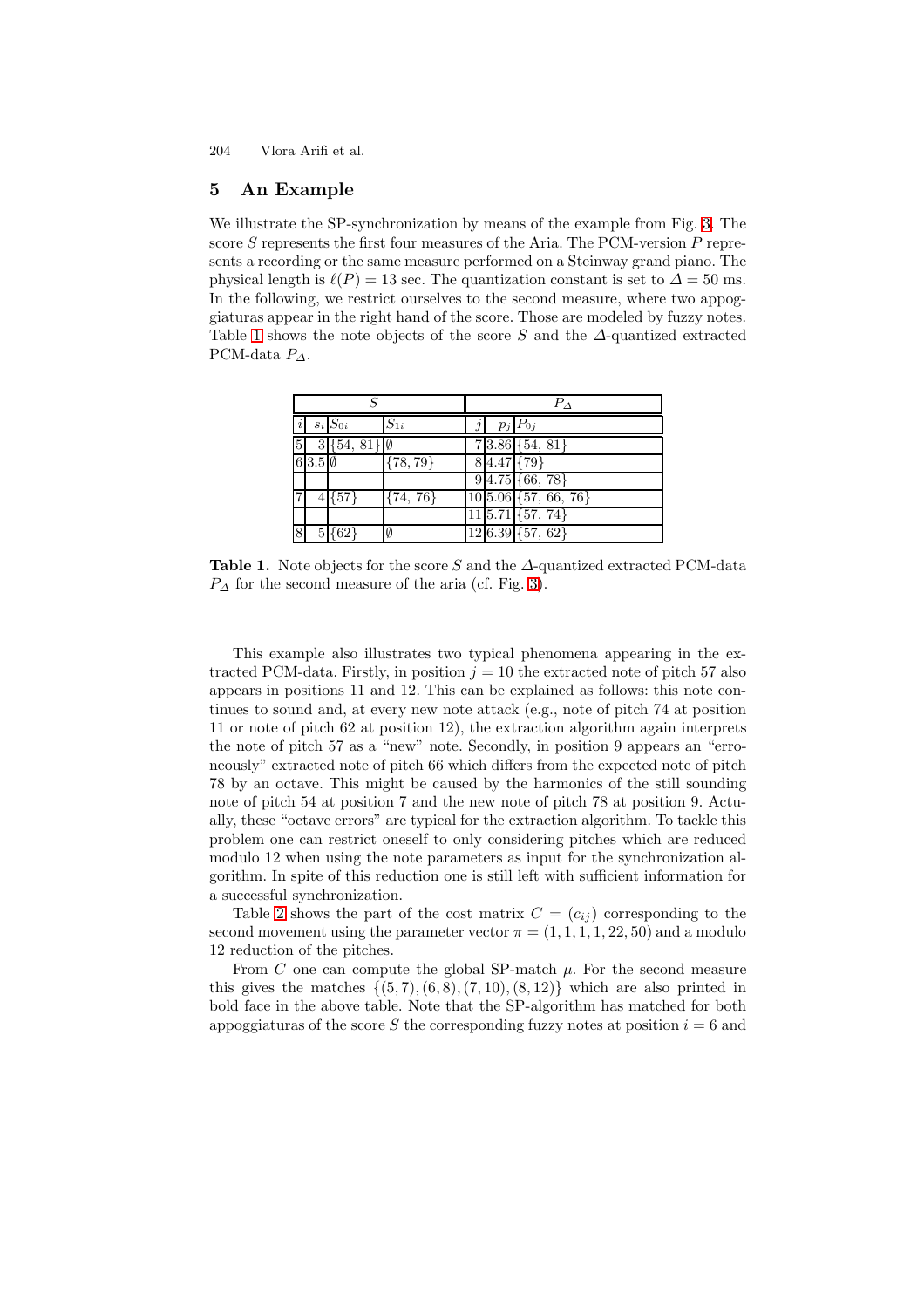## 5 An Example

We illustrate the SP-synchronization by means of the example from Fig. 3. The score $S$ represents the first four measures of the Aria. The PCM-version $P$ represents a recording or the same measure performed on a Steinway grand piano. The physical length is $\ell(P) = 13$ sec. The quantization constant is set to $\Delta = 50$ ms. In the following, we restrict ourselves to the second measure, where two appoggiaturas appear in the right hand of the score. Those are modeled by fuzzy notes. Table 1 shows the note objects of the score $S$ and the $\Delta$-quantized extracted PCM-data $P_\Delta$.

| $S$ | | | | $P_\Delta$ | | |
|---|---|---|---|---|---|---|
| $i$ | $s_i$ | $S_{0i}$ | $S_{1i}$ | $j$ | $p_j$ | $P_{0j}$ |
| 5 | 3 | {54, 81} | ∅ | 7 | 3.86 | {54, 81} |
| 6 | 3.5 | ∅ | {78, 79} | 8 | 4.47 | {79} |
| | | | | 9 | 4.75 | {66, 78} |
| 7 | 4 | {57} | {74, 76} | 10 | 5.06 | {57, 66, 76} |
| | | | | 11 | 5.71 | {57, 74} |
| 8 | 5 | {62} | ∅ | 12 | 6.39 | {57, 62} |

**Table 1.** Note objects for the score $S$ and the $\Delta$-quantized extracted PCM-data $P_\Delta$ for the second measure of the aria (cf. Fig. 3).

This example also illustrates two typical phenomena appearing in the extracted PCM-data. Firstly, in position $j = 10$ the extracted note of pitch 57 also appears in positions 11 and 12. This can be explained as follows: this note continues to sound and, at every new note attack (e.g., note of pitch 74 at position 11 or note of pitch 62 at position 12), the extraction algorithm again interprets the note of pitch 57 as a "new" note. Secondly, in position 9 appears an "erroneously" extracted note of pitch 66 which differs from the expected note of pitch 78 by an octave. This might be caused by the harmonics of the still sounding note of pitch 54 at position 7 and the new note of pitch 78 at position 9. Actually, these "octave errors" are typical for the extraction algorithm. To tackle this problem one can restrict oneself to only considering pitches which are reduced modulo 12 when using the note parameters as input for the synchronization algorithm. In spite of this reduction one is still left with sufficient information for a successful synchronization.

Table 2 shows the part of the cost matrix $C = (c_{ij})$ corresponding to the second movement using the parameter vector $\pi = (1, 1, 1, 1, 22, 50)$ and a modulo 12 reduction of the pitches.

From $C$ one can compute the global SP-match $\mu$. For the second measure this gives the matches $\{(5, 7), (6, 8), (7, 10), (8, 12)\}$ which are also printed in bold face in the above table. Note that the SP-algorithm has matched for both appoggiaturas of the score $S$ the corresponding fuzzy notes at position $i = 6$ and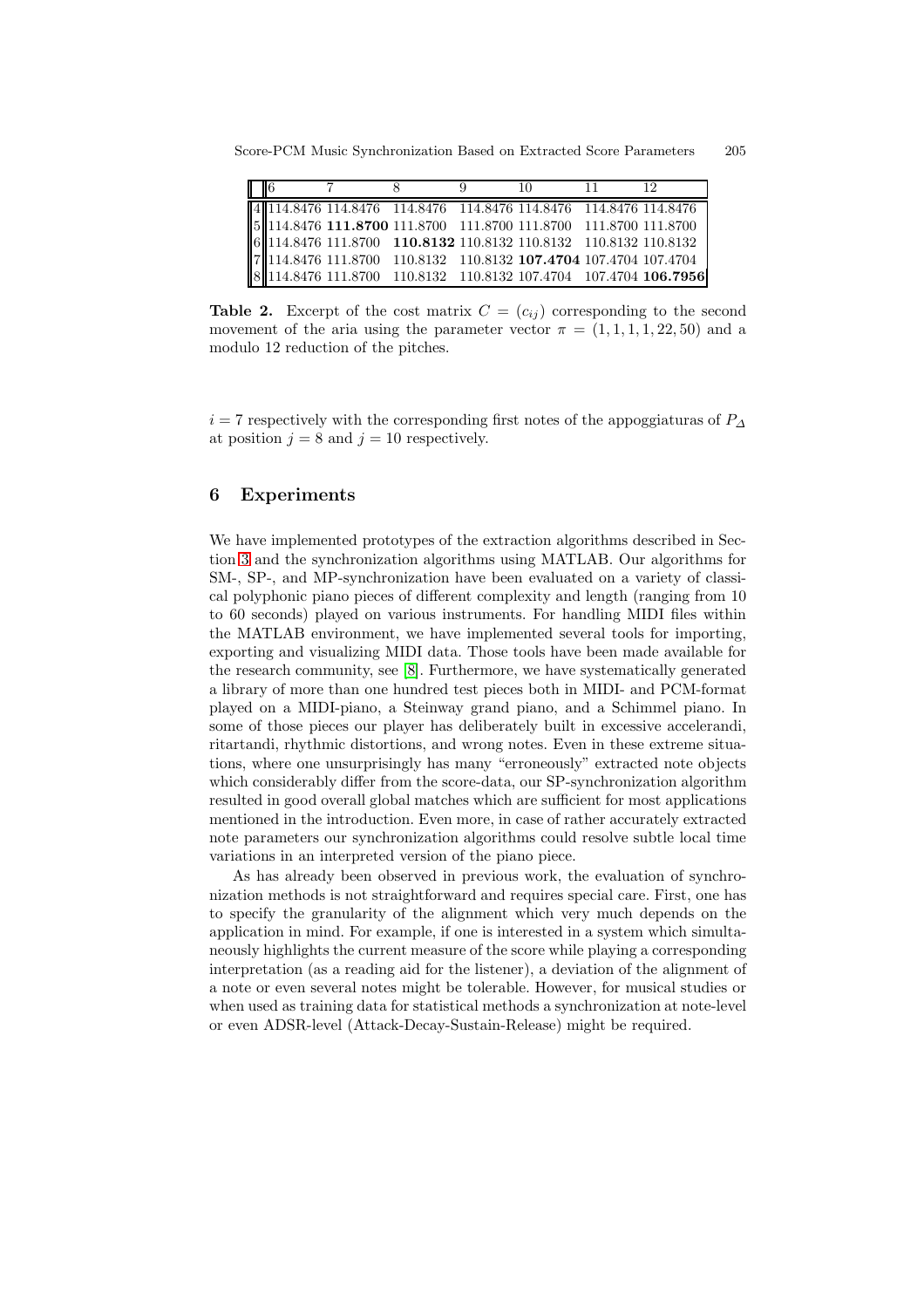| | 6 | 7 | 8 | 9 | 10 | 11 | 12 |
|---|---|---|---|---|---|---|---|
| 4 | 114.8476 | 114.8476 | 114.8476 | 114.8476 | 114.8476 | 114.8476 | 114.8476 |
| 5 | 114.8476 | **111.8700** | 111.8700 | 111.8700 | 111.8700 | 111.8700 | 111.8700 |
| 6 | 114.8476 | 111.8700 | **110.8132** | 110.8132 | 110.8132 | 110.8132 | 110.8132 |
| 7 | 114.8476 | 111.8700 | 110.8132 | 110.8132 | **107.4704** | 107.4704 | 107.4704 |
| 8 | 114.8476 | 111.8700 | 110.8132 | 110.8132 | 107.4704 | 107.4704 | **106.7956** |

**Table 2.** Excerpt of the cost matrix $C = (c_{ij})$ corresponding to the second movement of the aria using the parameter vector $\pi = (1, 1, 1, 1, 22, 50)$ and a modulo 12 reduction of the pitches.

$i = 7$ respectively with the corresponding first notes of the appoggiaturas of $P_\Delta$ at position $j = 8$ and $j = 10$ respectively.

## 6 Experiments

We have implemented prototypes of the extraction algorithms described in Section 3 and the synchronization algorithms using MATLAB. Our algorithms for SM-, SP-, and MP-synchronization have been evaluated on a variety of classical polyphonic piano pieces of different complexity and length (ranging from 10 to 60 seconds) played on various instruments. For handling MIDI files within the MATLAB environment, we have implemented several tools for importing, exporting and visualizing MIDI data. Those tools have been made available for the research community, see [8]. Furthermore, we have systematically generated a library of more than one hundred test pieces both in MIDI- and PCM-format played on a MIDI-piano, a Steinway grand piano, and a Schimmel piano. In some of those pieces our player has deliberately built in excessive accelerandi, ritartandi, rhythmic distortions, and wrong notes. Even in these extreme situations, where one unsurprisingly has many "erroneously" extracted note objects which considerably differ from the score-data, our SP-synchronization algorithm resulted in good overall global matches which are sufficient for most applications mentioned in the introduction. Even more, in case of rather accurately extracted note parameters our synchronization algorithms could resolve subtle local time variations in an interpreted version of the piano piece.

As has already been observed in previous work, the evaluation of synchronization methods is not straightforward and requires special care. First, one has to specify the granularity of the alignment which very much depends on the application in mind. For example, if one is interested in a system which simultaneously highlights the current measure of the score while playing a corresponding interpretation (as a reading aid for the listener), a deviation of the alignment of a note or even several notes might be tolerable. However, for musical studies or when used as training data for statistical methods a synchronization at note-level or even ADSR-level (Attack-Decay-Sustain-Release) might be required.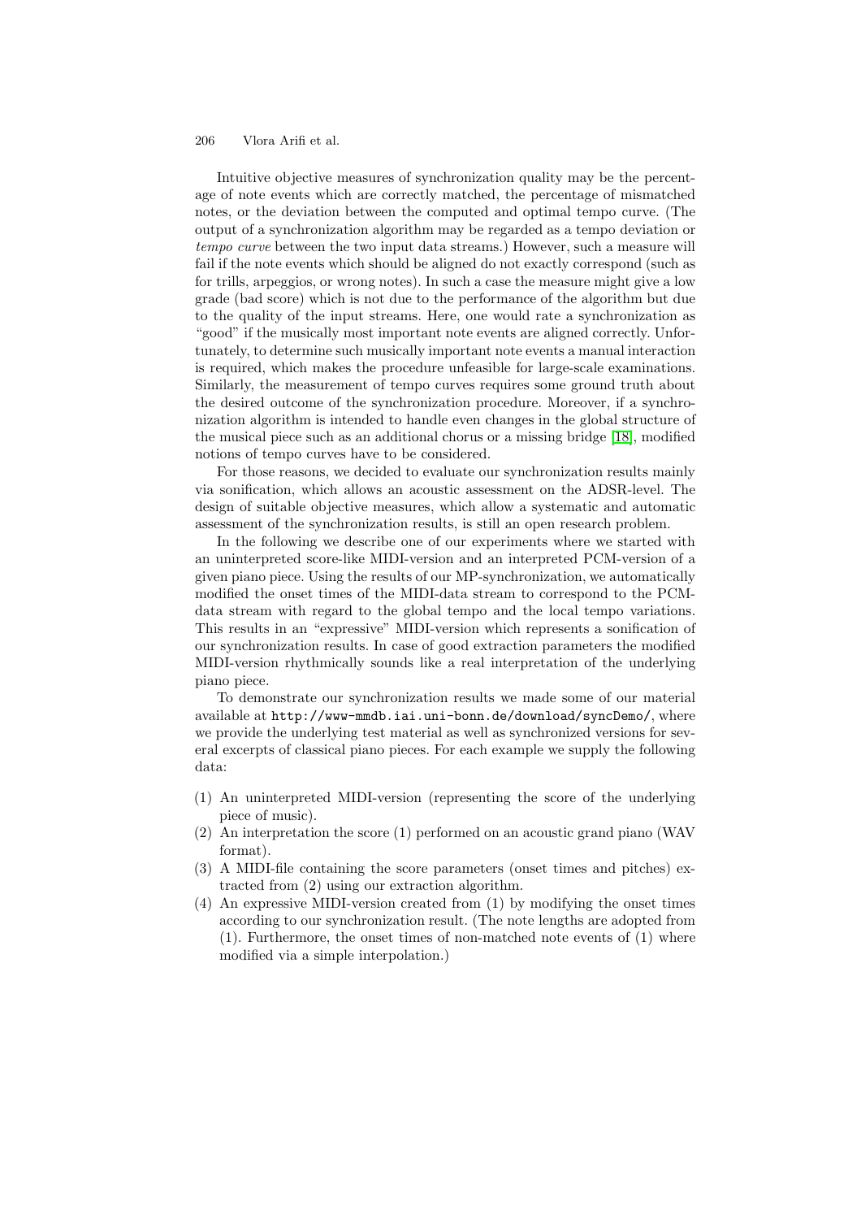Intuitive objective measures of synchronization quality may be the percentage of note events which are correctly matched, the percentage of mismatched notes, or the deviation between the computed and optimal tempo curve. (The output of a synchronization algorithm may be regarded as a tempo deviation or *tempo curve* between the two input data streams.) However, such a measure will fail if the note events which should be aligned do not exactly correspond (such as for trills, arpeggios, or wrong notes). In such a case the measure might give a low grade (bad score) which is not due to the performance of the algorithm but due to the quality of the input streams. Here, one would rate a synchronization as "good" if the musically most important note events are aligned correctly. Unfortunately, to determine such musically important note events a manual interaction is required, which makes the procedure unfeasible for large-scale examinations. Similarly, the measurement of tempo curves requires some ground truth about the desired outcome of the synchronization procedure. Moreover, if a synchronization algorithm is intended to handle even changes in the global structure of the musical piece such as an additional chorus or a missing bridge [18], modified notions of tempo curves have to be considered.

For those reasons, we decided to evaluate our synchronization results mainly via sonification, which allows an acoustic assessment on the ADSR-level. The design of suitable objective measures, which allow a systematic and automatic assessment of the synchronization results, is still an open research problem.

In the following we describe one of our experiments where we started with an uninterpreted score-like MIDI-version and an interpreted PCM-version of a given piano piece. Using the results of our MP-synchronization, we automatically modified the onset times of the MIDI-data stream to correspond to the PCM-data stream with regard to the global tempo and the local tempo variations. This results in an "expressive" MIDI-version which represents a sonification of our synchronization results. In case of good extraction parameters the modified MIDI-version rhythmically sounds like a real interpretation of the underlying piano piece.

To demonstrate our synchronization results we made some of our material available at `http://www-mmdb.iai.uni-bonn.de/download/syncDemo/`, where we provide the underlying test material as well as synchronized versions for several excerpts of classical piano pieces. For each example we supply the following data:

(1) An uninterpreted MIDI-version (representing the score of the underlying piece of music).
(2) An interpretation the score (1) performed on an acoustic grand piano (WAV format).
(3) A MIDI-file containing the score parameters (onset times and pitches) extracted from (2) using our extraction algorithm.
(4) An expressive MIDI-version created from (1) by modifying the onset times according to our synchronization result. (The note lengths are adopted from (1). Furthermore, the onset times of non-matched note events of (1) where modified via a simple interpolation.)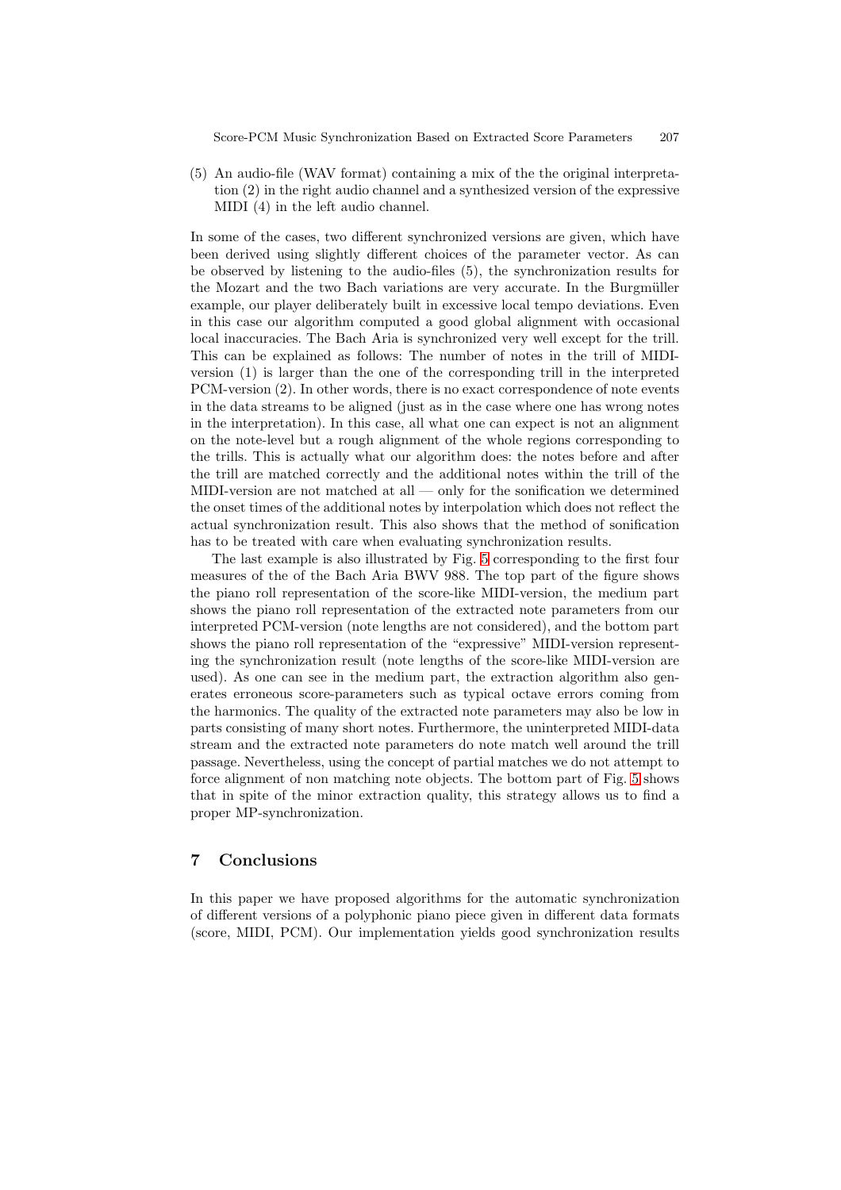(5) An audio-file (WAV format) containing a mix of the the original interpretation (2) in the right audio channel and a synthesized version of the expressive MIDI (4) in the left audio channel.

In some of the cases, two different synchronized versions are given, which have been derived using slightly different choices of the parameter vector. As can be observed by listening to the audio-files (5), the synchronization results for the Mozart and the two Bach variations are very accurate. In the Burgmüller example, our player deliberately built in excessive local tempo deviations. Even in this case our algorithm computed a good global alignment with occasional local inaccuracies. The Bach Aria is synchronized very well except for the trill. This can be explained as follows: The number of notes in the trill of MIDI-version (1) is larger than the one of the corresponding trill in the interpreted PCM-version (2). In other words, there is no exact correspondence of note events in the data streams to be aligned (just as in the case where one has wrong notes in the interpretation). In this case, all what one can expect is not an alignment on the note-level but a rough alignment of the whole regions corresponding to the trills. This is actually what our algorithm does: the notes before and after the trill are matched correctly and the additional notes within the trill of the MIDI-version are not matched at all — only for the sonification we determined the onset times of the additional notes by interpolation which does not reflect the actual synchronization result. This also shows that the method of sonification has to be treated with care when evaluating synchronization results.

The last example is also illustrated by Fig. 5 corresponding to the first four measures of the of the Bach Aria BWV 988. The top part of the figure shows the piano roll representation of the score-like MIDI-version, the medium part shows the piano roll representation of the extracted note parameters from our interpreted PCM-version (note lengths are not considered), and the bottom part shows the piano roll representation of the "expressive" MIDI-version representing the synchronization result (note lengths of the score-like MIDI-version are used). As one can see in the medium part, the extraction algorithm also generates erroneous score-parameters such as typical octave errors coming from the harmonics. The quality of the extracted note parameters may also be low in parts consisting of many short notes. Furthermore, the uninterpreted MIDI-data stream and the extracted note parameters do note match well around the trill passage. Nevertheless, using the concept of partial matches we do not attempt to force alignment of non matching note objects. The bottom part of Fig. 5 shows that in spite of the minor extraction quality, this strategy allows us to find a proper MP-synchronization.

## 7 Conclusions

In this paper we have proposed algorithms for the automatic synchronization of different versions of a polyphonic piano piece given in different data formats (score, MIDI, PCM). Our implementation yields good synchronization results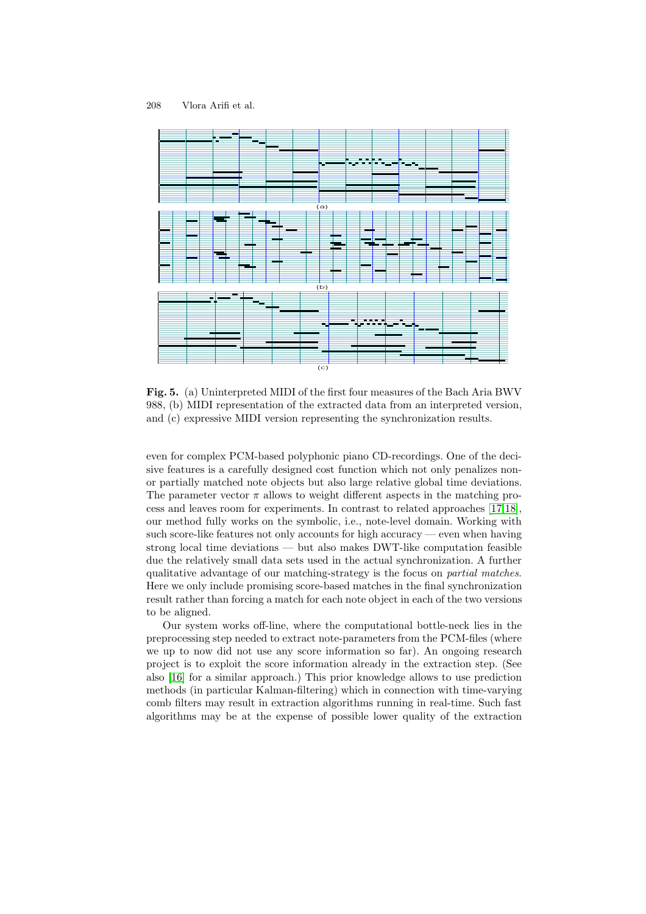Fig. 5. (a) Uninterpreted MIDI of the first four measures of the Bach Aria BWV 988, (b) MIDI representation of the extracted data from an interpreted version, and (c) expressive MIDI version representing the synchronization results.

even for complex PCM-based polyphonic piano CD-recordings. One of the decisive features is a carefully designed cost function which not only penalizes non- or partially matched note objects but also large relative global time deviations. The parameter vector $\pi$ allows to weight different aspects in the matching process and leaves room for experiments. In contrast to related approaches [17,18], our method fully works on the symbolic, i.e., note-level domain. Working with such score-like features not only accounts for high accuracy — even when having strong local time deviations — but also makes DWT-like computation feasible due the relatively small data sets used in the actual synchronization. A further qualitative advantage of our matching-strategy is the focus on *partial matches*. Here we only include promising score-based matches in the final synchronization result rather than forcing a match for each note object in each of the two versions to be aligned.

Our system works off-line, where the computational bottle-neck lies in the preprocessing step needed to extract note-parameters from the PCM-files (where we up to now did not use any score information so far). An ongoing research project is to exploit the score information already in the extraction step. (See also [16] for a similar approach.) This prior knowledge allows to use prediction methods (in particular Kalman-filtering) which in connection with time-varying comb filters may result in extraction algorithms running in real-time. Such fast algorithms may be at the expense of possible lower quality of the extraction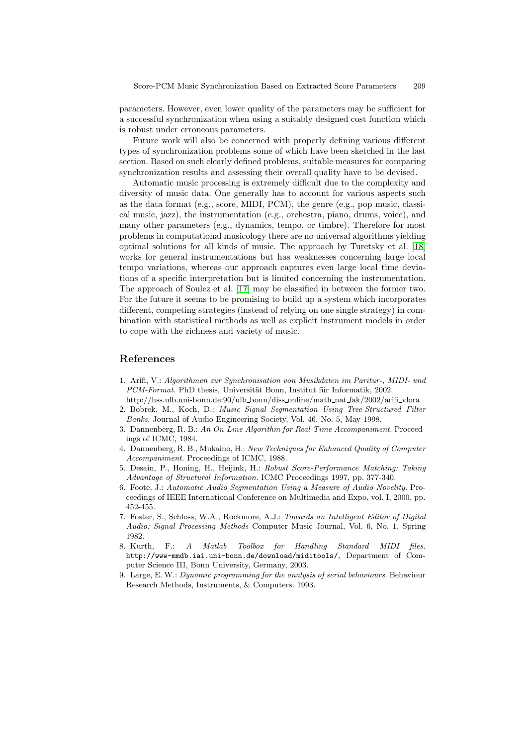parameters. However, even lower quality of the parameters may be sufficient for a successful synchronization when using a suitably designed cost function which is robust under erroneous parameters.

Future work will also be concerned with properly defining various different types of synchronization problems some of which have been sketched in the last section. Based on such clearly defined problems, suitable measures for comparing synchronization results and assessing their overall quality have to be devised.

Automatic music processing is extremely difficult due to the complexity and diversity of music data. One generally has to account for various aspects such as the data format (e.g., score, MIDI, PCM), the genre (e.g., pop music, classical music, jazz), the instrumentation (e.g., orchestra, piano, drums, voice), and many other parameters (e.g., dynamics, tempo, or timbre). Therefore for most problems in computational musicology there are no universal algorithms yielding optimal solutions for all kinds of music. The approach by Turetsky et al. [18] works for general instrumentations but has weaknesses concerning large local tempo variations, whereas our approach captures even large local time deviations of a specific interpretation but is limited concerning the instrumentation. The approach of Soulez et al. [17] may be classified in between the former two. For the future it seems to be promising to build up a system which incorporates different, competing strategies (instead of relying on one single strategy) in combination with statistical methods as well as explicit instrument models in order to cope with the richness and variety of music.

## References

1. Arifi, V.: *Algorithmen zur Synchronisation von Musikdaten im Paritur-, MIDI- und PCM-Format.* PhD thesis, Universität Bonn, Institut für Informatik, 2002. http://hss.ulb.uni-bonn.de:90/ulb_bonn/diss_online/math_nat_fak/2002/arifi_vlora
2. Bobrek, M., Koch, D.: *Music Signal Segmentation Using Tree-Structured Filter Banks.* Journal of Audio Engineering Society, Vol. 46, No. 5, May 1998.
3. Dannenberg, R. B.: *An On-Line Algorithm for Real-Time Accompaniment.* Proceedings of ICMC, 1984.
4. Dannenberg, R. B., Mukaino, H.: *New Techniques for Enhanced Quality of Computer Accompaniment.* Proceedings of ICMC, 1988.
5. Desain, P., Honing, H., Heijink, H.: *Robust Score-Performance Matching: Taking Advantage of Structural Information.* ICMC Proceedings 1997, pp. 377-340.
6. Foote, J.: *Automatic Audio Segmentation Using a Measure of Audio Novelity.* Proceedings of IEEE International Conference on Multimedia and Expo, vol. I, 2000, pp. 452-455.
7. Foster, S., Schloss, W.A., Rockmore, A.J.: *Towards an Intelligent Editor of Digital Audio: Signal Processing Methods* Computer Music Journal, Vol. 6, No. 1, Spring 1982.
8. Kurth, F.: *A Matlab Toolbox for Handling Standard MIDI files.* `http://www-mmdb.iai.uni-bonn.de/download/miditools/`, Department of Computer Science III, Bonn University, Germany, 2003.
9. Large, E. W.: *Dynamic programming for the analysis of serial behaviours.* Behaviour Research Methods, Instruments, & Computers. 1993.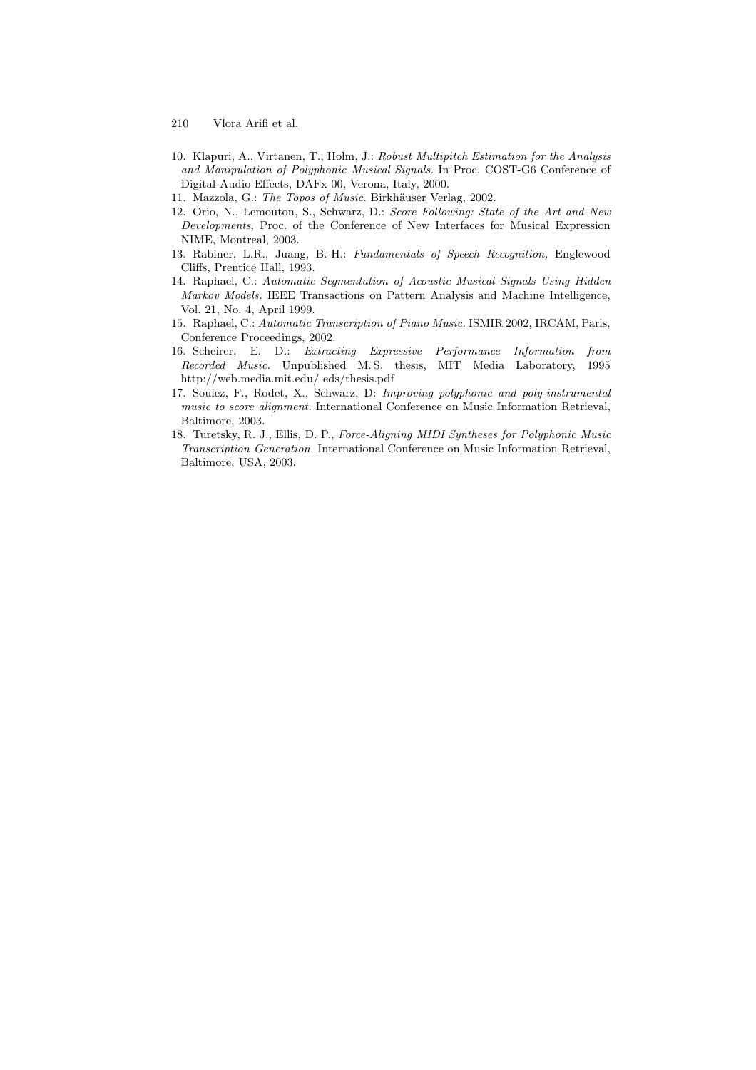10. Klapuri, A., Virtanen, T., Holm, J.: *Robust Multipitch Estimation for the Analysis and Manipulation of Polyphonic Musical Signals.* In Proc. COST-G6 Conference of Digital Audio Effects, DAFx-00, Verona, Italy, 2000.
11. Mazzola, G.: *The Topos of Music.* Birkhäuser Verlag, 2002.
12. Orio, N., Lemouton, S., Schwarz, D.: *Score Following: State of the Art and New Developments*, Proc. of the Conference of New Interfaces for Musical Expression NIME, Montreal, 2003.
13. Rabiner, L.R., Juang, B.-H.: *Fundamentals of Speech Recognition,* Englewood Cliffs, Prentice Hall, 1993.
14. Raphael, C.: *Automatic Segmentation of Acoustic Musical Signals Using Hidden Markov Models.* IEEE Transactions on Pattern Analysis and Machine Intelligence, Vol. 21, No. 4, April 1999.
15. Raphael, C.: *Automatic Transcription of Piano Music.* ISMIR 2002, IRCAM, Paris, Conference Proceedings, 2002.
16. Scheirer, E. D.: *Extracting Expressive Performance Information from Recorded Music.* Unpublished M. S. thesis, MIT Media Laboratory, 1995 http://web.media.mit.edu/ eds/thesis.pdf
17. Soulez, F., Rodet, X., Schwarz, D: *Improving polyphonic and poly-instrumental music to score alignment.* International Conference on Music Information Retrieval, Baltimore, 2003.
18. Turetsky, R. J., Ellis, D. P., *Force-Aligning MIDI Syntheses for Polyphonic Music Transcription Generation.* International Conference on Music Information Retrieval, Baltimore, USA, 2003.